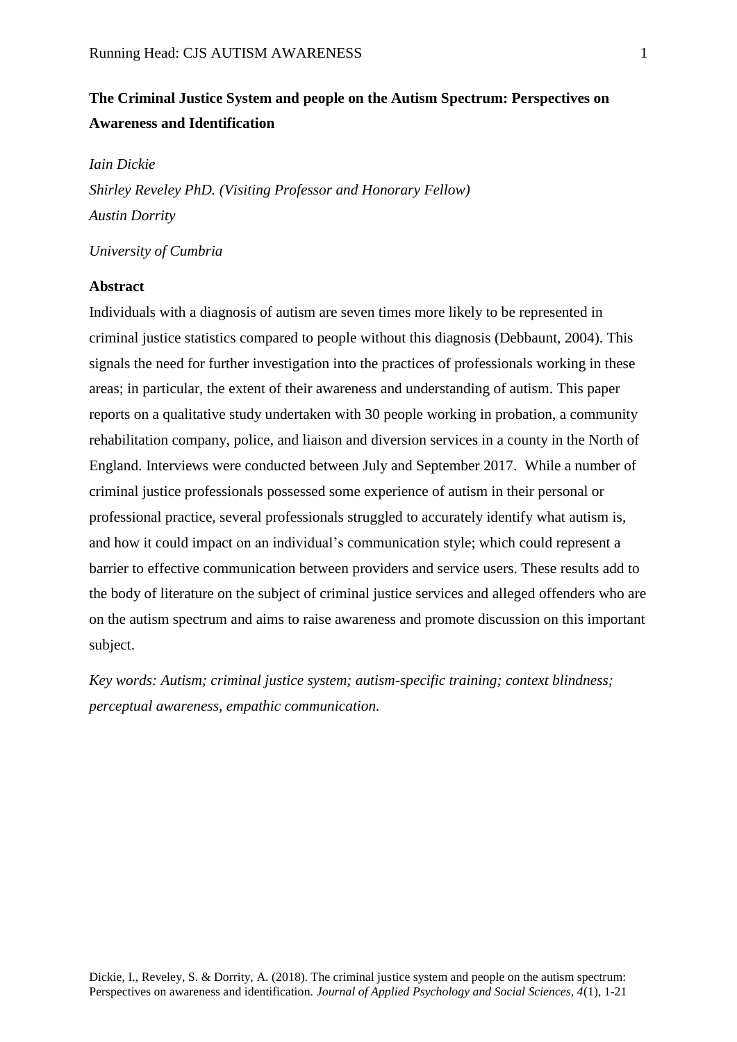# The Criminal Justice System and people on the Autism Spectrum: Perspectives on Awareness and Identification

*Iain Dickie*

*Shirley Reveley PhD. (Visiting Professor and Honorary Fellow)*

*Austin Dorrity*

*University of Cumbria*

## Abstract

Individuals with a diagnosis of autism are seven times more likely to be represented in criminal justice statistics compared to people without this diagnosis (Debbaunt, 2004). This signals the need for further investigation into the practices of professionals working in these areas; in particular, the extent of their awareness and understanding of autism. This paper reports on a qualitative study undertaken with 30 people working in probation, a community rehabilitation company, police, and liaison and diversion services in a county in the North of England. Interviews were conducted between July and September 2017. While a number of criminal justice professionals possessed some experience of autism in their personal or professional practice, several professionals struggled to accurately identify what autism is, and how it could impact on an individual's communication style; which could represent a barrier to effective communication between providers and service users. These results add to the body of literature on the subject of criminal justice services and alleged offenders who are on the autism spectrum and aims to raise awareness and promote discussion on this important subject.

*Key words: Autism; criminal justice system; autism-specific training; context blindness; perceptual awareness, empathic communication.*

Dickie, I., Reveley, S. & Dorrity, A. (2018). The criminal justice system and people on the autism spectrum: Perspectives on awareness and identification. *Journal of Applied Psychology and Social Sciences, 4*(1), 1-21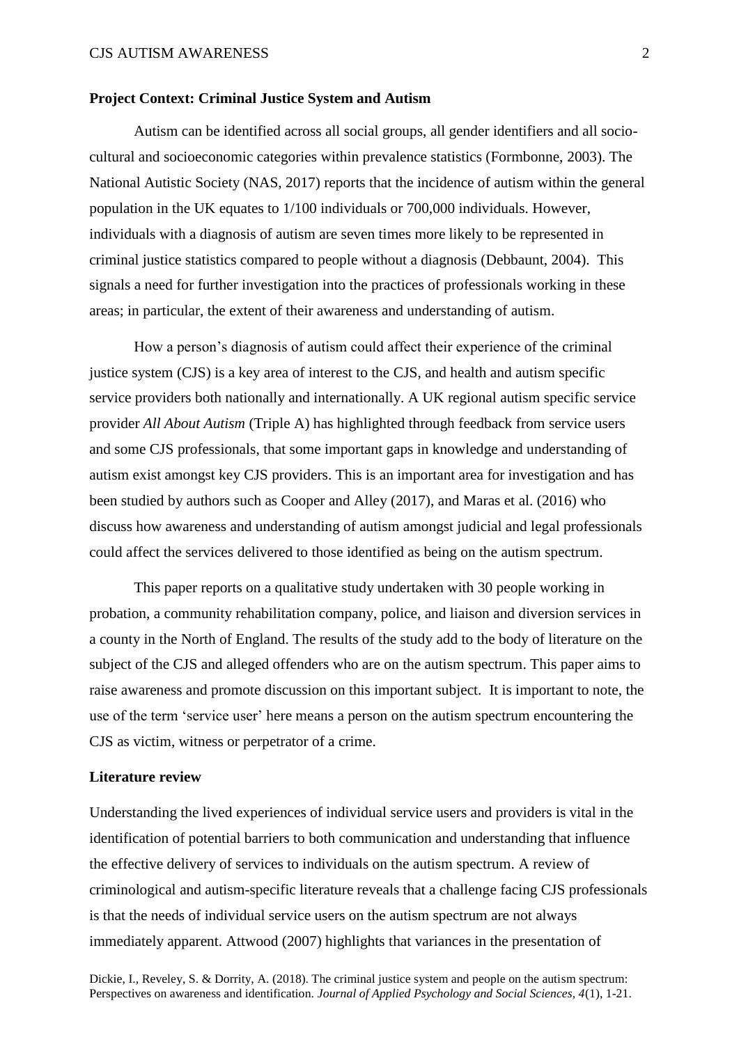**Project Context: Criminal Justice System and Autism**

Autism can be identified across all social groups, all gender identifiers and all socio-cultural and socioeconomic categories within prevalence statistics (Formbonne, 2003). The National Autistic Society (NAS, 2017) reports that the incidence of autism within the general population in the UK equates to 1/100 individuals or 700,000 individuals. However, individuals with a diagnosis of autism are seven times more likely to be represented in criminal justice statistics compared to people without a diagnosis (Debbaunt, 2004). This signals a need for further investigation into the practices of professionals working in these areas; in particular, the extent of their awareness and understanding of autism.

How a person's diagnosis of autism could affect their experience of the criminal justice system (CJS) is a key area of interest to the CJS, and health and autism specific service providers both nationally and internationally. A UK regional autism specific service provider *All About Autism* (Triple A) has highlighted through feedback from service users and some CJS professionals, that some important gaps in knowledge and understanding of autism exist amongst key CJS providers. This is an important area for investigation and has been studied by authors such as Cooper and Alley (2017), and Maras et al. (2016) who discuss how awareness and understanding of autism amongst judicial and legal professionals could affect the services delivered to those identified as being on the autism spectrum.

This paper reports on a qualitative study undertaken with 30 people working in probation, a community rehabilitation company, police, and liaison and diversion services in a county in the North of England. The results of the study add to the body of literature on the subject of the CJS and alleged offenders who are on the autism spectrum. This paper aims to raise awareness and promote discussion on this important subject. It is important to note, the use of the term 'service user' here means a person on the autism spectrum encountering the CJS as victim, witness or perpetrator of a crime.

**Literature review**

Understanding the lived experiences of individual service users and providers is vital in the identification of potential barriers to both communication and understanding that influence the effective delivery of services to individuals on the autism spectrum. A review of criminological and autism-specific literature reveals that a challenge facing CJS professionals is that the needs of individual service users on the autism spectrum are not always immediately apparent. Attwood (2007) highlights that variances in the presentation of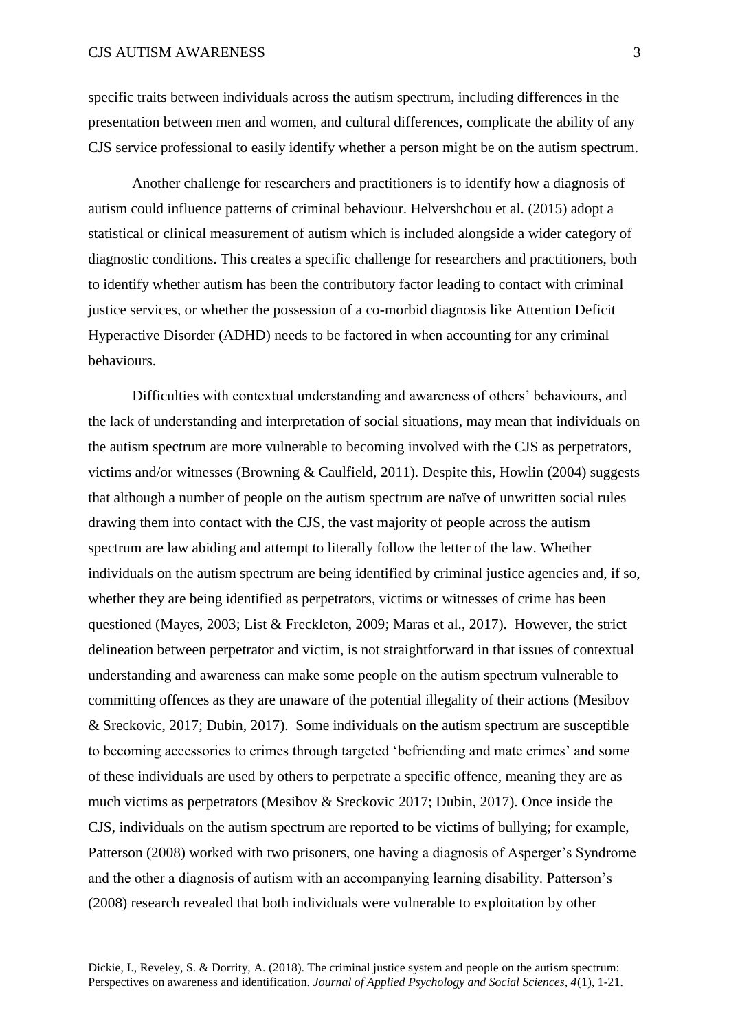specific traits between individuals across the autism spectrum, including differences in the presentation between men and women, and cultural differences, complicate the ability of any CJS service professional to easily identify whether a person might be on the autism spectrum.

Another challenge for researchers and practitioners is to identify how a diagnosis of autism could influence patterns of criminal behaviour. Helvershchou et al. (2015) adopt a statistical or clinical measurement of autism which is included alongside a wider category of diagnostic conditions. This creates a specific challenge for researchers and practitioners, both to identify whether autism has been the contributory factor leading to contact with criminal justice services, or whether the possession of a co-morbid diagnosis like Attention Deficit Hyperactive Disorder (ADHD) needs to be factored in when accounting for any criminal behaviours.

Difficulties with contextual understanding and awareness of others' behaviours, and the lack of understanding and interpretation of social situations, may mean that individuals on the autism spectrum are more vulnerable to becoming involved with the CJS as perpetrators, victims and/or witnesses (Browning & Caulfield, 2011). Despite this, Howlin (2004) suggests that although a number of people on the autism spectrum are naïve of unwritten social rules drawing them into contact with the CJS, the vast majority of people across the autism spectrum are law abiding and attempt to literally follow the letter of the law. Whether individuals on the autism spectrum are being identified by criminal justice agencies and, if so, whether they are being identified as perpetrators, victims or witnesses of crime has been questioned (Mayes, 2003; List & Freckleton, 2009; Maras et al., 2017). However, the strict delineation between perpetrator and victim, is not straightforward in that issues of contextual understanding and awareness can make some people on the autism spectrum vulnerable to committing offences as they are unaware of the potential illegality of their actions (Mesibov & Sreckovic, 2017; Dubin, 2017). Some individuals on the autism spectrum are susceptible to becoming accessories to crimes through targeted 'befriending and mate crimes' and some of these individuals are used by others to perpetrate a specific offence, meaning they are as much victims as perpetrators (Mesibov & Sreckovic 2017; Dubin, 2017). Once inside the CJS, individuals on the autism spectrum are reported to be victims of bullying; for example, Patterson (2008) worked with two prisoners, one having a diagnosis of Asperger's Syndrome and the other a diagnosis of autism with an accompanying learning disability. Patterson's (2008) research revealed that both individuals were vulnerable to exploitation by other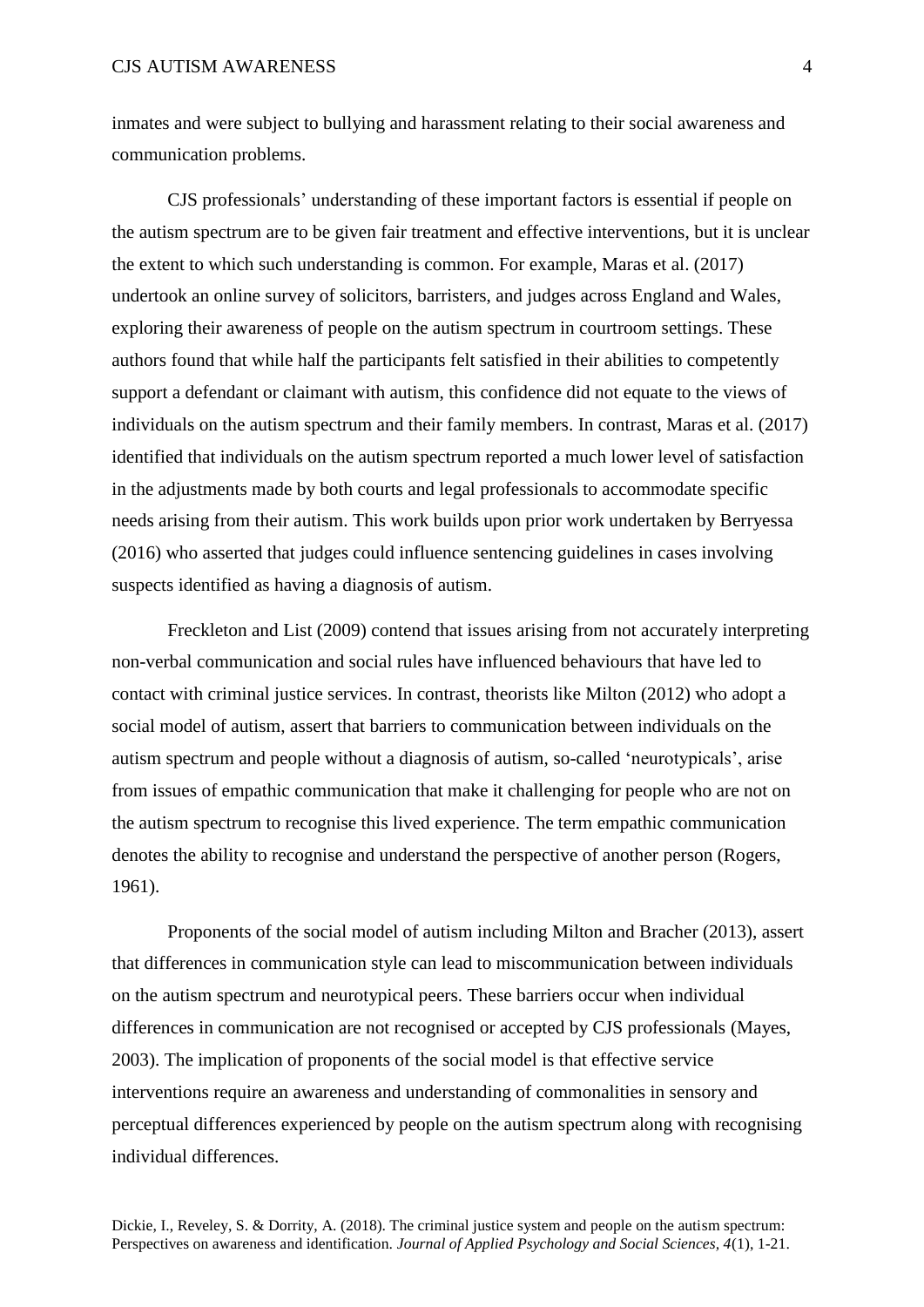inmates and were subject to bullying and harassment relating to their social awareness and communication problems.

CJS professionals' understanding of these important factors is essential if people on the autism spectrum are to be given fair treatment and effective interventions, but it is unclear the extent to which such understanding is common. For example, Maras et al. (2017) undertook an online survey of solicitors, barristers, and judges across England and Wales, exploring their awareness of people on the autism spectrum in courtroom settings. These authors found that while half the participants felt satisfied in their abilities to competently support a defendant or claimant with autism, this confidence did not equate to the views of individuals on the autism spectrum and their family members. In contrast, Maras et al. (2017) identified that individuals on the autism spectrum reported a much lower level of satisfaction in the adjustments made by both courts and legal professionals to accommodate specific needs arising from their autism. This work builds upon prior work undertaken by Berryessa (2016) who asserted that judges could influence sentencing guidelines in cases involving suspects identified as having a diagnosis of autism.

Freckleton and List (2009) contend that issues arising from not accurately interpreting non-verbal communication and social rules have influenced behaviours that have led to contact with criminal justice services. In contrast, theorists like Milton (2012) who adopt a social model of autism, assert that barriers to communication between individuals on the autism spectrum and people without a diagnosis of autism, so-called 'neurotypicals', arise from issues of empathic communication that make it challenging for people who are not on the autism spectrum to recognise this lived experience. The term empathic communication denotes the ability to recognise and understand the perspective of another person (Rogers, 1961).

Proponents of the social model of autism including Milton and Bracher (2013), assert that differences in communication style can lead to miscommunication between individuals on the autism spectrum and neurotypical peers. These barriers occur when individual differences in communication are not recognised or accepted by CJS professionals (Mayes, 2003). The implication of proponents of the social model is that effective service interventions require an awareness and understanding of commonalities in sensory and perceptual differences experienced by people on the autism spectrum along with recognising individual differences.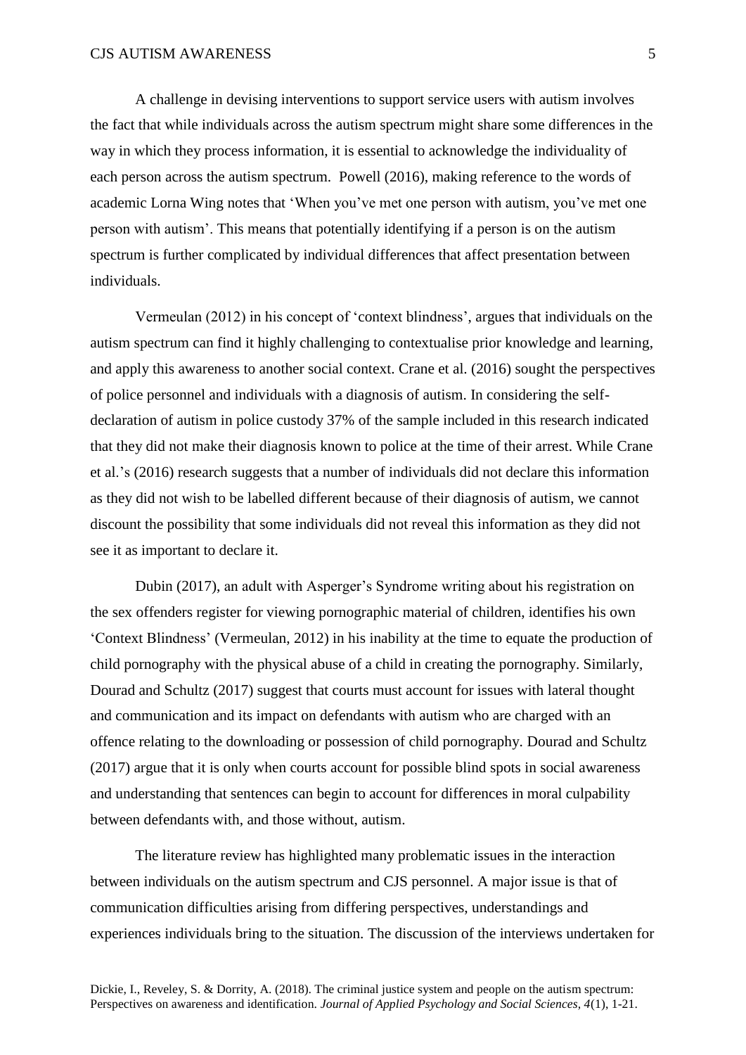A challenge in devising interventions to support service users with autism involves the fact that while individuals across the autism spectrum might share some differences in the way in which they process information, it is essential to acknowledge the individuality of each person across the autism spectrum. Powell (2016), making reference to the words of academic Lorna Wing notes that 'When you've met one person with autism, you've met one person with autism'. This means that potentially identifying if a person is on the autism spectrum is further complicated by individual differences that affect presentation between individuals.

Vermeulan (2012) in his concept of 'context blindness', argues that individuals on the autism spectrum can find it highly challenging to contextualise prior knowledge and learning, and apply this awareness to another social context. Crane et al. (2016) sought the perspectives of police personnel and individuals with a diagnosis of autism. In considering the self-declaration of autism in police custody 37% of the sample included in this research indicated that they did not make their diagnosis known to police at the time of their arrest. While Crane et al.'s (2016) research suggests that a number of individuals did not declare this information as they did not wish to be labelled different because of their diagnosis of autism, we cannot discount the possibility that some individuals did not reveal this information as they did not see it as important to declare it.

Dubin (2017), an adult with Asperger's Syndrome writing about his registration on the sex offenders register for viewing pornographic material of children, identifies his own 'Context Blindness' (Vermeulan, 2012) in his inability at the time to equate the production of child pornography with the physical abuse of a child in creating the pornography. Similarly, Dourad and Schultz (2017) suggest that courts must account for issues with lateral thought and communication and its impact on defendants with autism who are charged with an offence relating to the downloading or possession of child pornography. Dourad and Schultz (2017) argue that it is only when courts account for possible blind spots in social awareness and understanding that sentences can begin to account for differences in moral culpability between defendants with, and those without, autism.

The literature review has highlighted many problematic issues in the interaction between individuals on the autism spectrum and CJS personnel. A major issue is that of communication difficulties arising from differing perspectives, understandings and experiences individuals bring to the situation. The discussion of the interviews undertaken for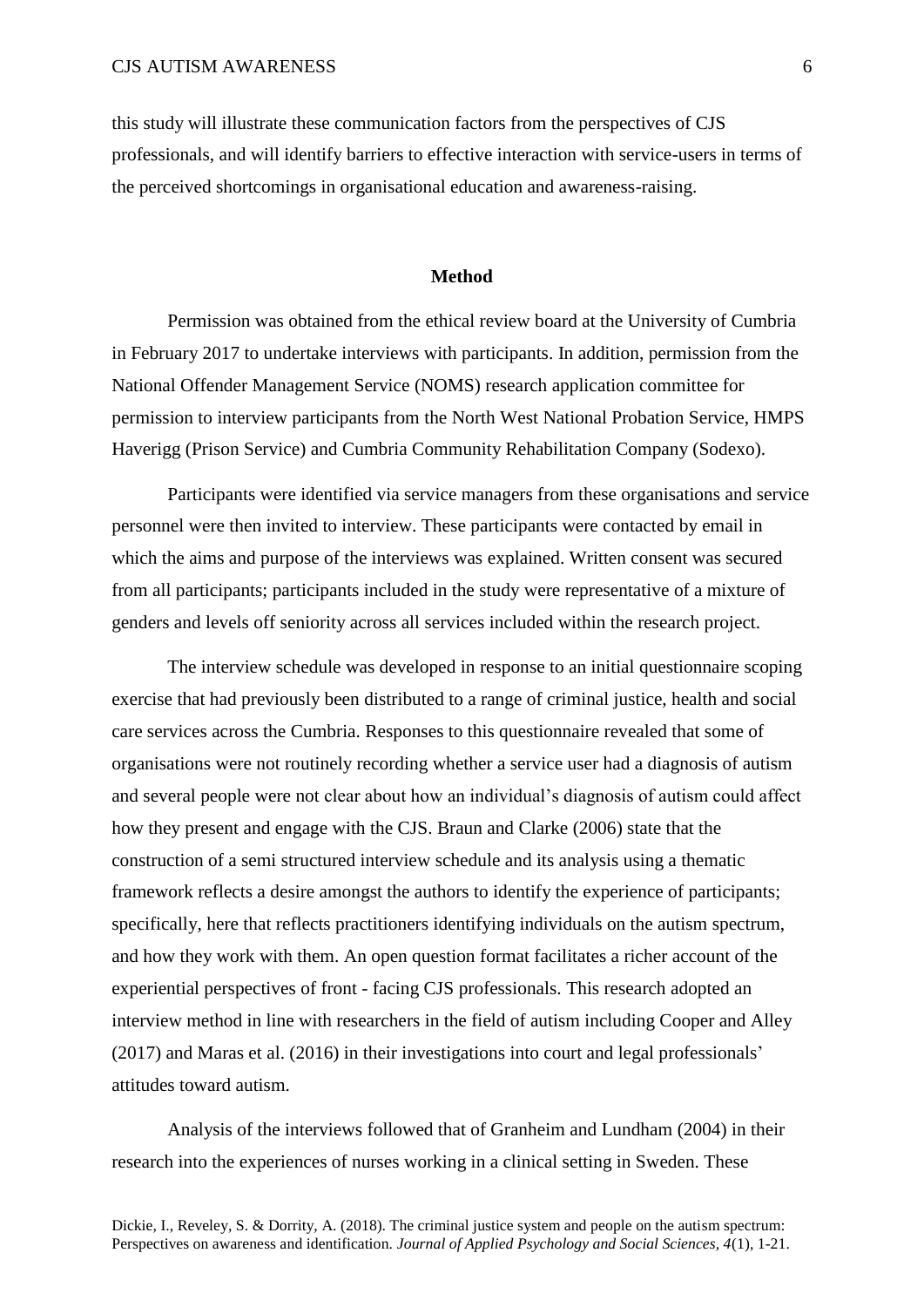this study will illustrate these communication factors from the perspectives of CJS professionals, and will identify barriers to effective interaction with service-users in terms of the perceived shortcomings in organisational education and awareness-raising.

## Method

Permission was obtained from the ethical review board at the University of Cumbria in February 2017 to undertake interviews with participants. In addition, permission from the National Offender Management Service (NOMS) research application committee for permission to interview participants from the North West National Probation Service, HMPS Haverigg (Prison Service) and Cumbria Community Rehabilitation Company (Sodexo).

Participants were identified via service managers from these organisations and service personnel were then invited to interview. These participants were contacted by email in which the aims and purpose of the interviews was explained. Written consent was secured from all participants; participants included in the study were representative of a mixture of genders and levels off seniority across all services included within the research project.

The interview schedule was developed in response to an initial questionnaire scoping exercise that had previously been distributed to a range of criminal justice, health and social care services across the Cumbria. Responses to this questionnaire revealed that some of organisations were not routinely recording whether a service user had a diagnosis of autism and several people were not clear about how an individual's diagnosis of autism could affect how they present and engage with the CJS. Braun and Clarke (2006) state that the construction of a semi structured interview schedule and its analysis using a thematic framework reflects a desire amongst the authors to identify the experience of participants; specifically, here that reflects practitioners identifying individuals on the autism spectrum, and how they work with them. An open question format facilitates a richer account of the experiential perspectives of front - facing CJS professionals. This research adopted an interview method in line with researchers in the field of autism including Cooper and Alley (2017) and Maras et al. (2016) in their investigations into court and legal professionals' attitudes toward autism.

Analysis of the interviews followed that of Granheim and Lundham (2004) in their research into the experiences of nurses working in a clinical setting in Sweden. These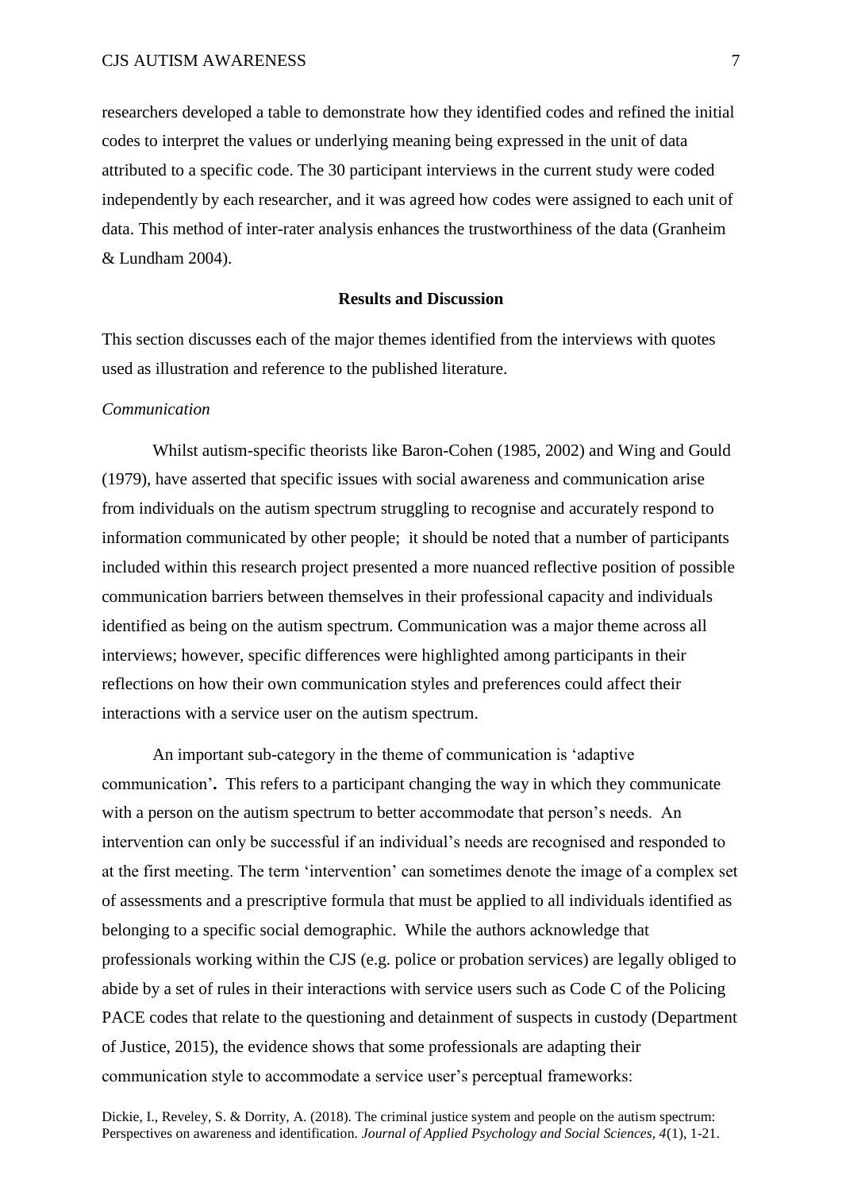researchers developed a table to demonstrate how they identified codes and refined the initial codes to interpret the values or underlying meaning being expressed in the unit of data attributed to a specific code. The 30 participant interviews in the current study were coded independently by each researcher, and it was agreed how codes were assigned to each unit of data. This method of inter-rater analysis enhances the trustworthiness of the data (Granheim & Lundham 2004).

## Results and Discussion

This section discusses each of the major themes identified from the interviews with quotes used as illustration and reference to the published literature.

### *Communication*

Whilst autism-specific theorists like Baron-Cohen (1985, 2002) and Wing and Gould (1979), have asserted that specific issues with social awareness and communication arise from individuals on the autism spectrum struggling to recognise and accurately respond to information communicated by other people; it should be noted that a number of participants included within this research project presented a more nuanced reflective position of possible communication barriers between themselves in their professional capacity and individuals identified as being on the autism spectrum. Communication was a major theme across all interviews; however, specific differences were highlighted among participants in their reflections on how their own communication styles and preferences could affect their interactions with a service user on the autism spectrum.

An important sub-category in the theme of communication is 'adaptive communication'**.** This refers to a participant changing the way in which they communicate with a person on the autism spectrum to better accommodate that person's needs. An intervention can only be successful if an individual's needs are recognised and responded to at the first meeting. The term 'intervention' can sometimes denote the image of a complex set of assessments and a prescriptive formula that must be applied to all individuals identified as belonging to a specific social demographic. While the authors acknowledge that professionals working within the CJS (e.g. police or probation services) are legally obliged to abide by a set of rules in their interactions with service users such as Code C of the Policing PACE codes that relate to the questioning and detainment of suspects in custody (Department of Justice, 2015), the evidence shows that some professionals are adapting their communication style to accommodate a service user's perceptual frameworks: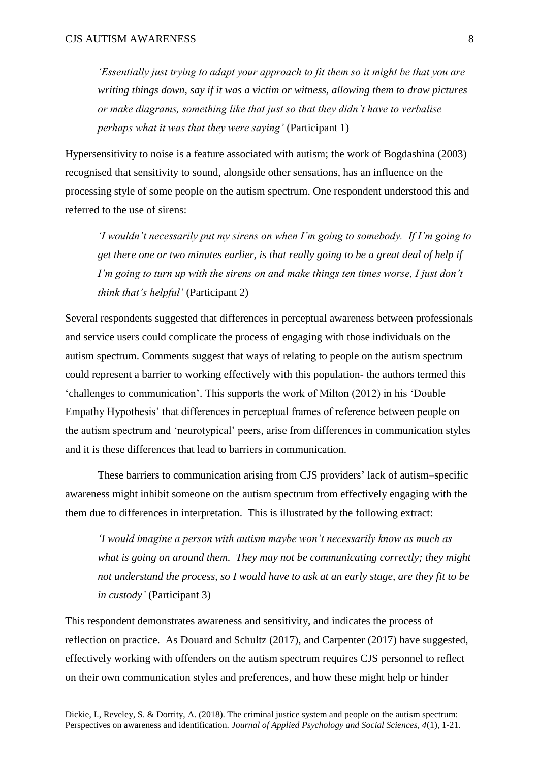> *'Essentially just trying to adapt your approach to fit them so it might be that you are writing things down, say if it was a victim or witness, allowing them to draw pictures or make diagrams, something like that just so that they didn't have to verbalise perhaps what it was that they were saying'* (Participant 1)

Hypersensitivity to noise is a feature associated with autism; the work of Bogdashina (2003) recognised that sensitivity to sound, alongside other sensations, has an influence on the processing style of some people on the autism spectrum. One respondent understood this and referred to the use of sirens:

> *'I wouldn't necessarily put my sirens on when I'm going to somebody. If I'm going to get there one or two minutes earlier, is that really going to be a great deal of help if I'm going to turn up with the sirens on and make things ten times worse, I just don't think that's helpful'* (Participant 2)

Several respondents suggested that differences in perceptual awareness between professionals and service users could complicate the process of engaging with those individuals on the autism spectrum. Comments suggest that ways of relating to people on the autism spectrum could represent a barrier to working effectively with this population- the authors termed this 'challenges to communication'. This supports the work of Milton (2012) in his 'Double Empathy Hypothesis' that differences in perceptual frames of reference between people on the autism spectrum and 'neurotypical' peers, arise from differences in communication styles and it is these differences that lead to barriers in communication.

These barriers to communication arising from CJS providers' lack of autism–specific awareness might inhibit someone on the autism spectrum from effectively engaging with the them due to differences in interpretation. This is illustrated by the following extract:

> *'I would imagine a person with autism maybe won't necessarily know as much as what is going on around them. They may not be communicating correctly; they might not understand the process, so I would have to ask at an early stage, are they fit to be in custody'* (Participant 3)

This respondent demonstrates awareness and sensitivity, and indicates the process of reflection on practice. As Douard and Schultz (2017), and Carpenter (2017) have suggested, effectively working with offenders on the autism spectrum requires CJS personnel to reflect on their own communication styles and preferences, and how these might help or hinder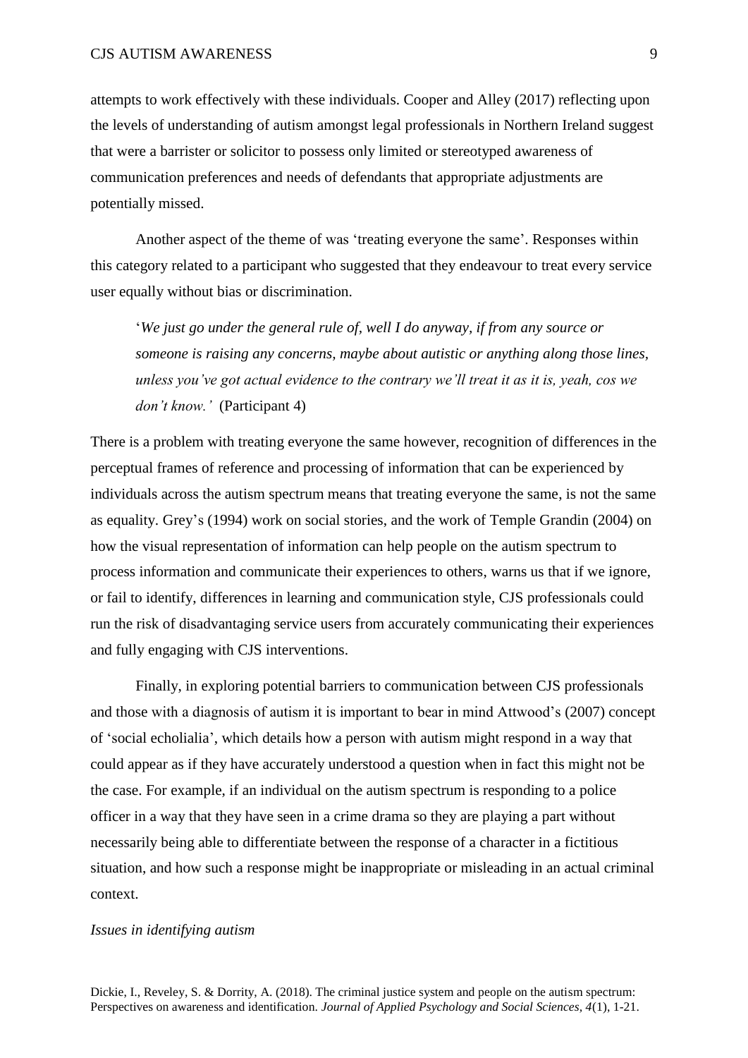attempts to work effectively with these individuals. Cooper and Alley (2017) reflecting upon the levels of understanding of autism amongst legal professionals in Northern Ireland suggest that were a barrister or solicitor to possess only limited or stereotyped awareness of communication preferences and needs of defendants that appropriate adjustments are potentially missed.

Another aspect of the theme of was 'treating everyone the same'. Responses within this category related to a participant who suggested that they endeavour to treat every service user equally without bias or discrimination.

> '*We just go under the general rule of, well I do anyway, if from any source or someone is raising any concerns, maybe about autistic or anything along those lines, unless you've got actual evidence to the contrary we'll treat it as it is, yeah, cos we don't know.'* (Participant 4)

There is a problem with treating everyone the same however, recognition of differences in the perceptual frames of reference and processing of information that can be experienced by individuals across the autism spectrum means that treating everyone the same, is not the same as equality. Grey's (1994) work on social stories, and the work of Temple Grandin (2004) on how the visual representation of information can help people on the autism spectrum to process information and communicate their experiences to others, warns us that if we ignore, or fail to identify, differences in learning and communication style, CJS professionals could run the risk of disadvantaging service users from accurately communicating their experiences and fully engaging with CJS interventions.

Finally, in exploring potential barriers to communication between CJS professionals and those with a diagnosis of autism it is important to bear in mind Attwood's (2007) concept of 'social echolialia', which details how a person with autism might respond in a way that could appear as if they have accurately understood a question when in fact this might not be the case. For example, if an individual on the autism spectrum is responding to a police officer in a way that they have seen in a crime drama so they are playing a part without necessarily being able to differentiate between the response of a character in a fictitious situation, and how such a response might be inappropriate or misleading in an actual criminal context.

*Issues in identifying autism*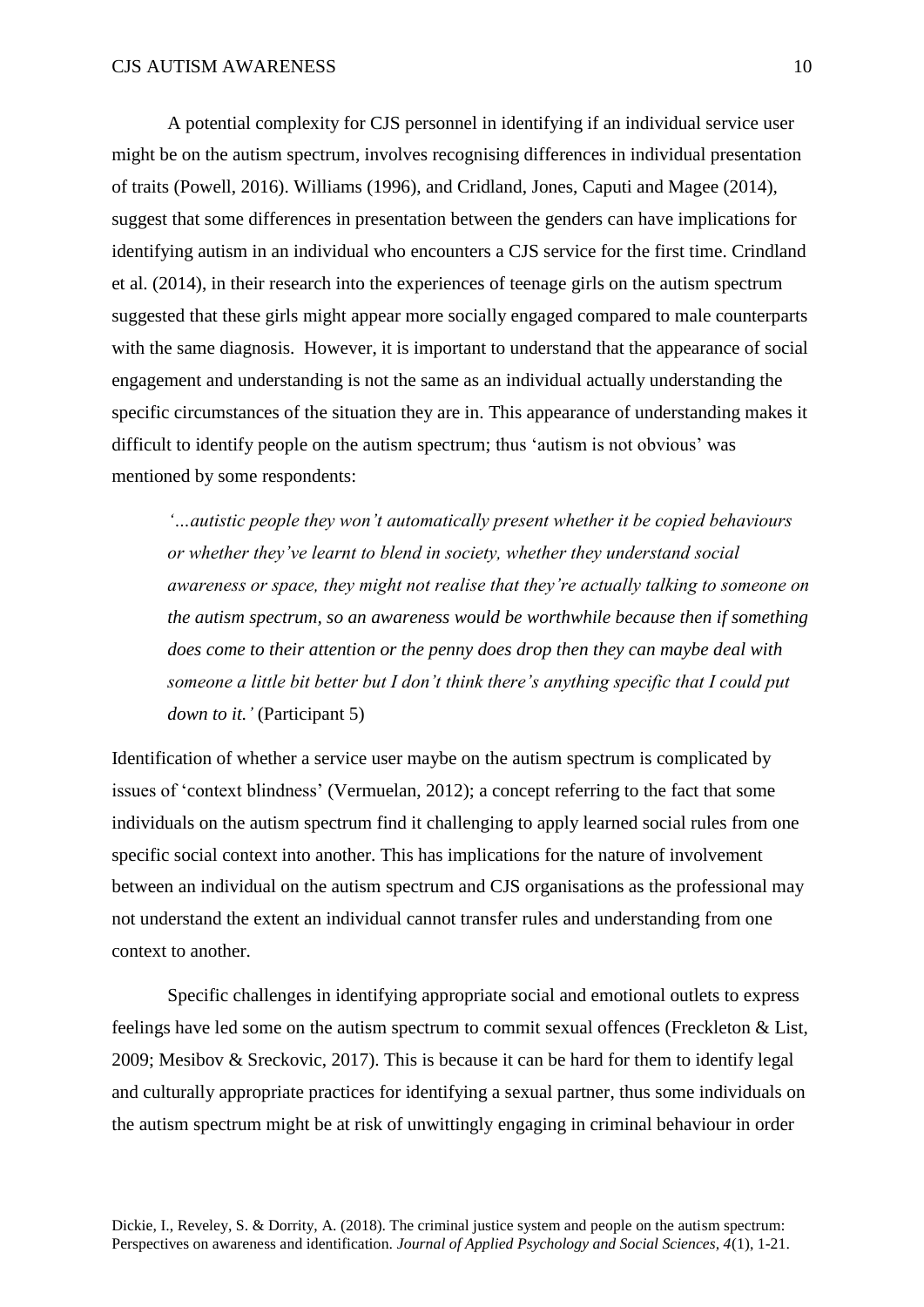A potential complexity for CJS personnel in identifying if an individual service user might be on the autism spectrum, involves recognising differences in individual presentation of traits (Powell, 2016). Williams (1996), and Cridland, Jones, Caputi and Magee (2014), suggest that some differences in presentation between the genders can have implications for identifying autism in an individual who encounters a CJS service for the first time. Crindland et al. (2014), in their research into the experiences of teenage girls on the autism spectrum suggested that these girls might appear more socially engaged compared to male counterparts with the same diagnosis. However, it is important to understand that the appearance of social engagement and understanding is not the same as an individual actually understanding the specific circumstances of the situation they are in. This appearance of understanding makes it difficult to identify people on the autism spectrum; thus 'autism is not obvious' was mentioned by some respondents:

> *'…autistic people they won't automatically present whether it be copied behaviours or whether they've learnt to blend in society, whether they understand social awareness or space, they might not realise that they're actually talking to someone on the autism spectrum, so an awareness would be worthwhile because then if something does come to their attention or the penny does drop then they can maybe deal with someone a little bit better but I don't think there's anything specific that I could put down to it.'* (Participant 5)

Identification of whether a service user maybe on the autism spectrum is complicated by issues of 'context blindness' (Vermuelan, 2012); a concept referring to the fact that some individuals on the autism spectrum find it challenging to apply learned social rules from one specific social context into another. This has implications for the nature of involvement between an individual on the autism spectrum and CJS organisations as the professional may not understand the extent an individual cannot transfer rules and understanding from one context to another.

Specific challenges in identifying appropriate social and emotional outlets to express feelings have led some on the autism spectrum to commit sexual offences (Freckleton & List, 2009; Mesibov & Sreckovic, 2017). This is because it can be hard for them to identify legal and culturally appropriate practices for identifying a sexual partner, thus some individuals on the autism spectrum might be at risk of unwittingly engaging in criminal behaviour in order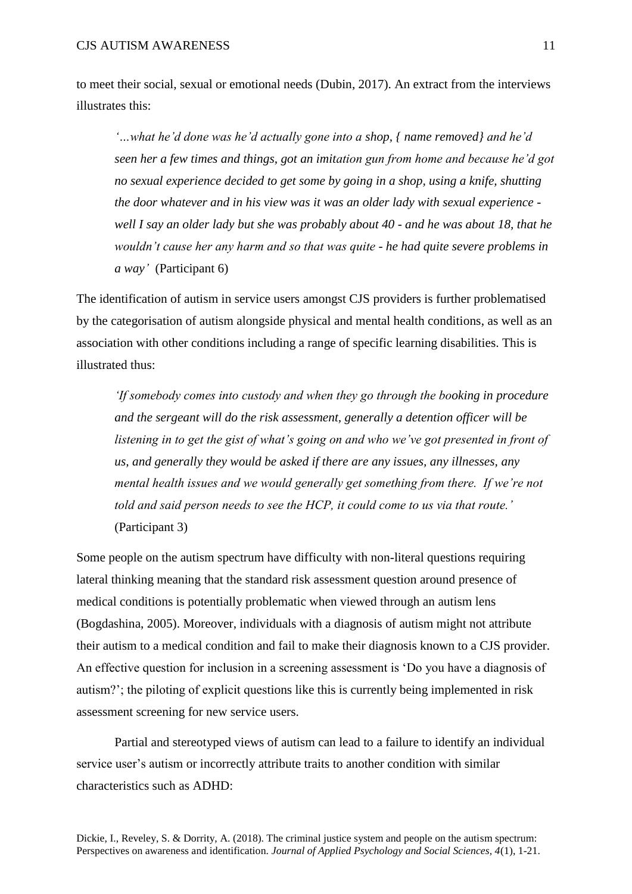to meet their social, sexual or emotional needs (Dubin, 2017). An extract from the interviews illustrates this:

> *'…what he'd done was he'd actually gone into a shop, { name removed} and he'd seen her a few times and things, got an imitation gun from home and because he'd got no sexual experience decided to get some by going in a shop, using a knife, shutting the door whatever and in his view was it was an older lady with sexual experience - well I say an older lady but she was probably about 40 - and he was about 18, that he wouldn't cause her any harm and so that was quite - he had quite severe problems in a way'* (Participant 6)

The identification of autism in service users amongst CJS providers is further problematised by the categorisation of autism alongside physical and mental health conditions, as well as an association with other conditions including a range of specific learning disabilities. This is illustrated thus:

> *'If somebody comes into custody and when they go through the booking in procedure and the sergeant will do the risk assessment, generally a detention officer will be listening in to get the gist of what's going on and who we've got presented in front of us, and generally they would be asked if there are any issues, any illnesses, any mental health issues and we would generally get something from there. If we're not told and said person needs to see the HCP, it could come to us via that route.'* (Participant 3)

Some people on the autism spectrum have difficulty with non-literal questions requiring lateral thinking meaning that the standard risk assessment question around presence of medical conditions is potentially problematic when viewed through an autism lens (Bogdashina, 2005). Moreover, individuals with a diagnosis of autism might not attribute their autism to a medical condition and fail to make their diagnosis known to a CJS provider. An effective question for inclusion in a screening assessment is 'Do you have a diagnosis of autism?'; the piloting of explicit questions like this is currently being implemented in risk assessment screening for new service users.

Partial and stereotyped views of autism can lead to a failure to identify an individual service user's autism or incorrectly attribute traits to another condition with similar characteristics such as ADHD: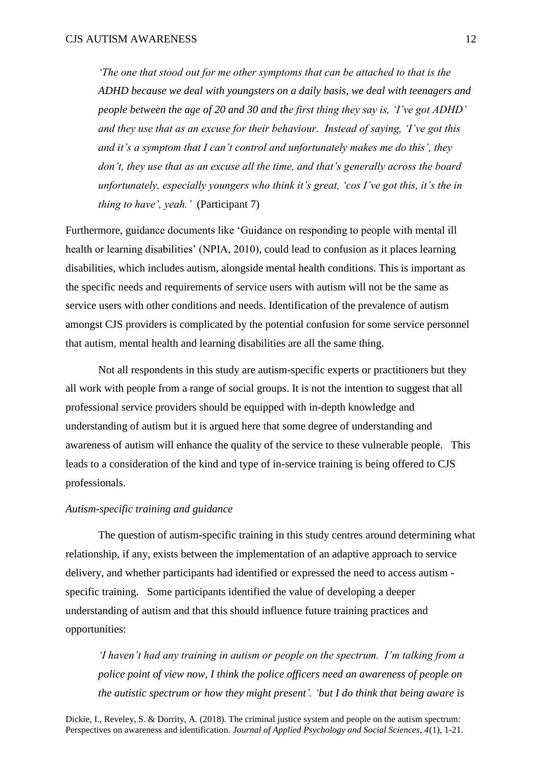*'The one that stood out for me other symptoms that can be attached to that is the ADHD because we deal with youngsters on a daily basis, we deal with teenagers and people between the age of 20 and 30 and the first thing they say is, 'I've got ADHD' and they use that as an excuse for their behaviour. Instead of saying, 'I've got this and it's a symptom that I can't control and unfortunately makes me do this', they don't, they use that as an excuse all the time, and that's generally across the board unfortunately, especially youngers who think it's great, 'cos I've got this, it's the in thing to have', yeah.'* (Participant 7)

Furthermore, guidance documents like 'Guidance on responding to people with mental ill health or learning disabilities' (NPIA, 2010), could lead to confusion as it places learning disabilities, which includes autism, alongside mental health conditions. This is important as the specific needs and requirements of service users with autism will not be the same as service users with other conditions and needs. Identification of the prevalence of autism amongst CJS providers is complicated by the potential confusion for some service personnel that autism, mental health and learning disabilities are all the same thing.

Not all respondents in this study are autism-specific experts or practitioners but they all work with people from a range of social groups. It is not the intention to suggest that all professional service providers should be equipped with in-depth knowledge and understanding of autism but it is argued here that some degree of understanding and awareness of autism will enhance the quality of the service to these vulnerable people. This leads to a consideration of the kind and type of in-service training is being offered to CJS professionals.

*Autism-specific training and guidance*

The question of autism-specific training in this study centres around determining what relationship, if any, exists between the implementation of an adaptive approach to service delivery, and whether participants had identified or expressed the need to access autism - specific training. Some participants identified the value of developing a deeper understanding of autism and that this should influence future training practices and opportunities:

*'I haven't had any training in autism or people on the spectrum. I'm talking from a police point of view now, I think the police officers need an awareness of people on the autistic spectrum or how they might present'. 'but I do think that being aware is*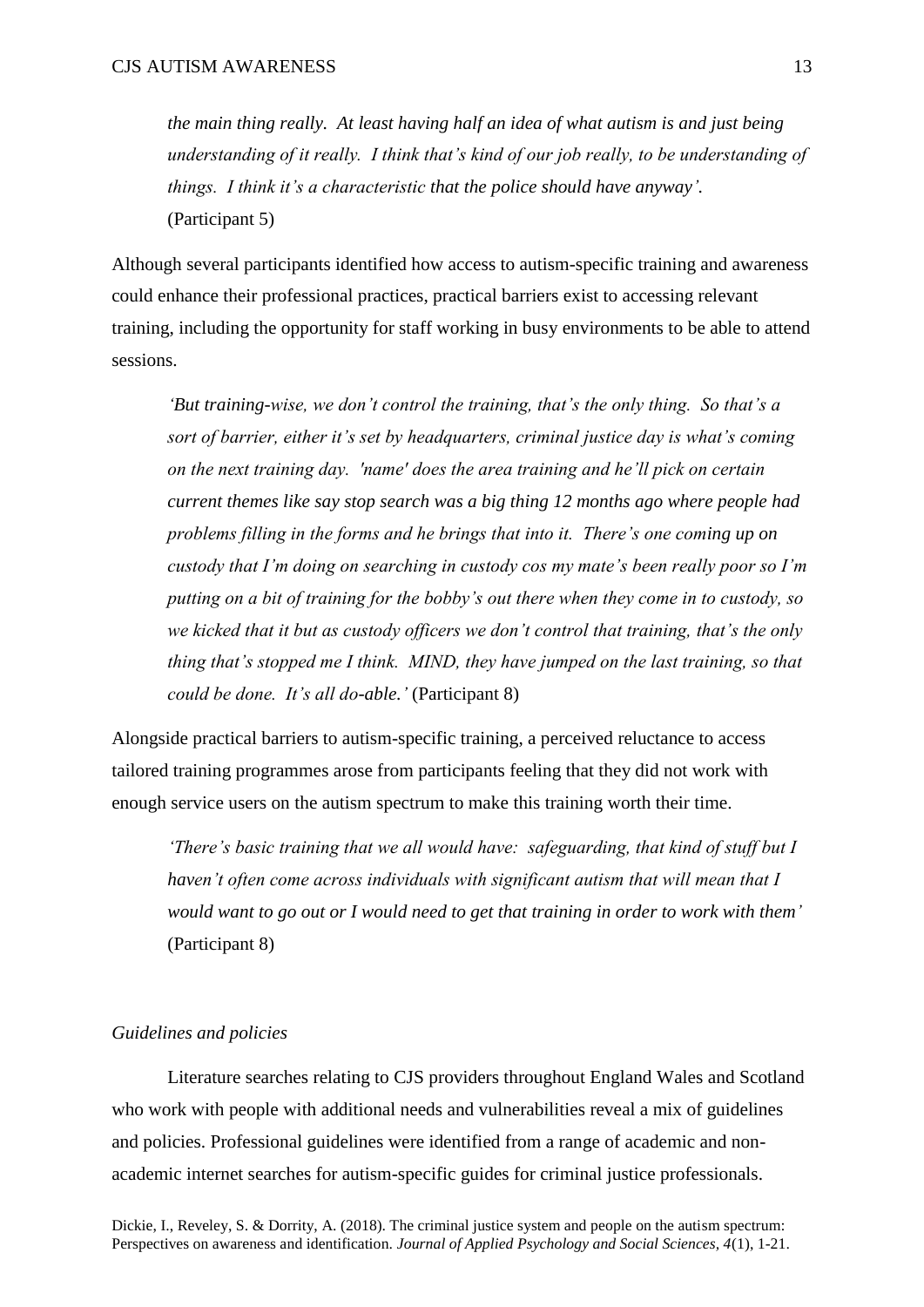*the main thing really. At least having half an idea of what autism is and just being understanding of it really. I think that's kind of our job really, to be understanding of things. I think it's a characteristic that the police should have anyway'.* (Participant 5)

Although several participants identified how access to autism-specific training and awareness could enhance their professional practices, practical barriers exist to accessing relevant training, including the opportunity for staff working in busy environments to be able to attend sessions.

> *'But training-wise, we don't control the training, that's the only thing. So that's a sort of barrier, either it's set by headquarters, criminal justice day is what's coming on the next training day. 'name' does the area training and he'll pick on certain current themes like say stop search was a big thing 12 months ago where people had problems filling in the forms and he brings that into it. There's one coming up on custody that I'm doing on searching in custody cos my mate's been really poor so I'm putting on a bit of training for the bobby's out there when they come in to custody, so we kicked that it but as custody officers we don't control that training, that's the only thing that's stopped me I think. MIND, they have jumped on the last training, so that could be done. It's all do-able.'* (Participant 8)

Alongside practical barriers to autism-specific training, a perceived reluctance to access tailored training programmes arose from participants feeling that they did not work with enough service users on the autism spectrum to make this training worth their time.

> *'There's basic training that we all would have: safeguarding, that kind of stuff but I haven't often come across individuals with significant autism that will mean that I would want to go out or I would need to get that training in order to work with them'* (Participant 8)

### *Guidelines and policies*

Literature searches relating to CJS providers throughout England Wales and Scotland who work with people with additional needs and vulnerabilities reveal a mix of guidelines and policies. Professional guidelines were identified from a range of academic and non-academic internet searches for autism-specific guides for criminal justice professionals.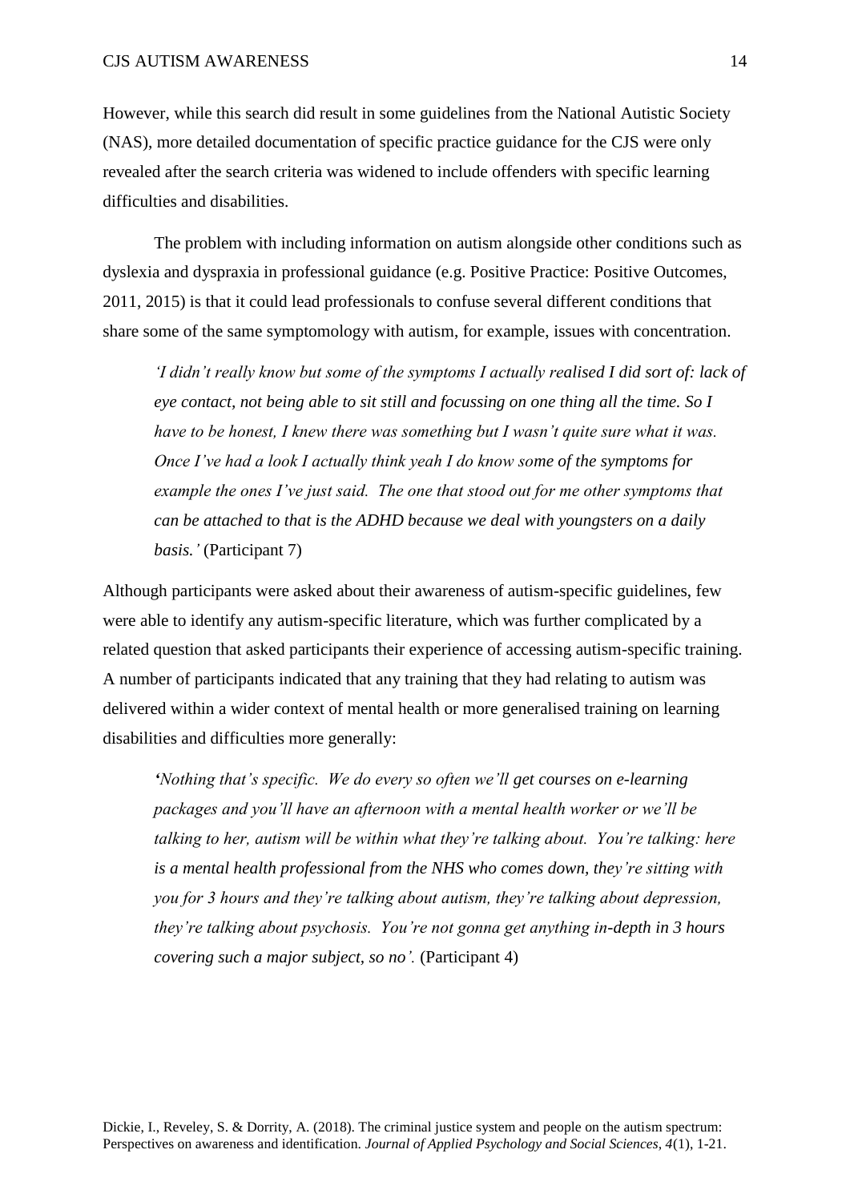However, while this search did result in some guidelines from the National Autistic Society (NAS), more detailed documentation of specific practice guidance for the CJS were only revealed after the search criteria was widened to include offenders with specific learning difficulties and disabilities.

The problem with including information on autism alongside other conditions such as dyslexia and dyspraxia in professional guidance (e.g. Positive Practice: Positive Outcomes, 2011, 2015) is that it could lead professionals to confuse several different conditions that share some of the same symptomology with autism, for example, issues with concentration.

> *'I didn't really know but some of the symptoms I actually realised I did sort of: lack of eye contact, not being able to sit still and focussing on one thing all the time. So I have to be honest, I knew there was something but I wasn't quite sure what it was. Once I've had a look I actually think yeah I do know some of the symptoms for example the ones I've just said. The one that stood out for me other symptoms that can be attached to that is the ADHD because we deal with youngsters on a daily basis.'* (Participant 7)

Although participants were asked about their awareness of autism-specific guidelines, few were able to identify any autism-specific literature, which was further complicated by a related question that asked participants their experience of accessing autism-specific training. A number of participants indicated that any training that they had relating to autism was delivered within a wider context of mental health or more generalised training on learning disabilities and difficulties more generally:

> *'Nothing that's specific. We do every so often we'll get courses on e-learning packages and you'll have an afternoon with a mental health worker or we'll be talking to her, autism will be within what they're talking about. You're talking: here is a mental health professional from the NHS who comes down, they're sitting with you for 3 hours and they're talking about autism, they're talking about depression, they're talking about psychosis. You're not gonna get anything in-depth in 3 hours covering such a major subject, so no'.* (Participant 4)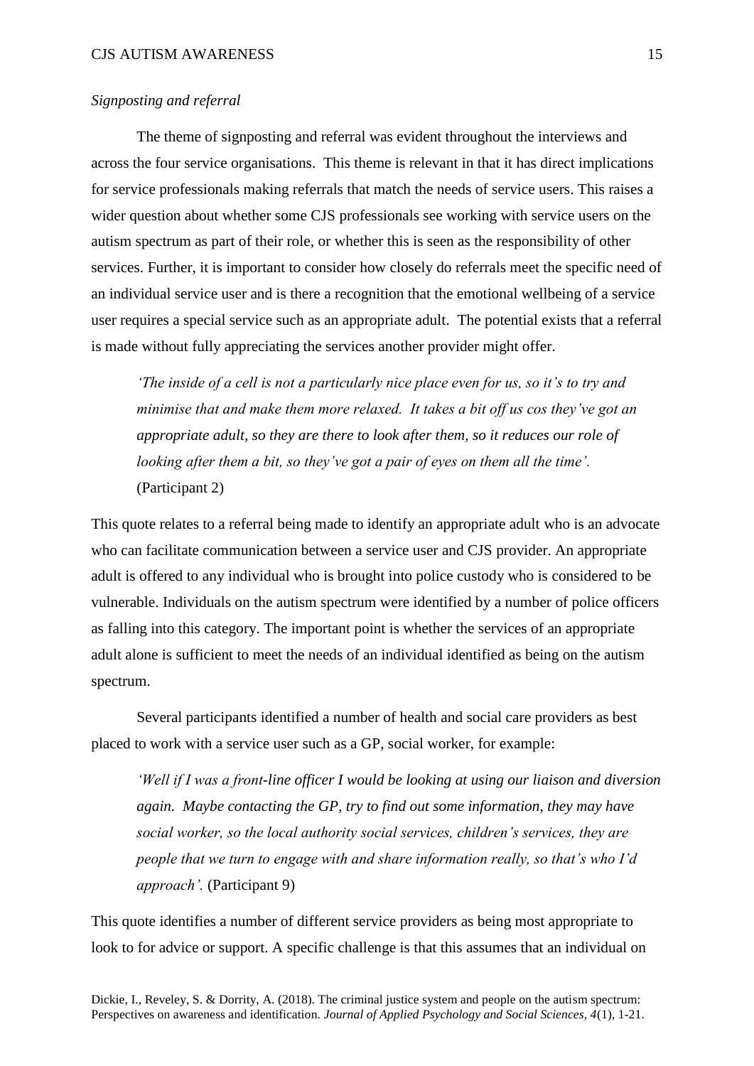*Signposting and referral*

The theme of signposting and referral was evident throughout the interviews and across the four service organisations. This theme is relevant in that it has direct implications for service professionals making referrals that match the needs of service users. This raises a wider question about whether some CJS professionals see working with service users on the autism spectrum as part of their role, or whether this is seen as the responsibility of other services. Further, it is important to consider how closely do referrals meet the specific need of an individual service user and is there a recognition that the emotional wellbeing of a service user requires a special service such as an appropriate adult. The potential exists that a referral is made without fully appreciating the services another provider might offer.

> *'The inside of a cell is not a particularly nice place even for us, so it's to try and minimise that and make them more relaxed. It takes a bit off us cos they've got an appropriate adult, so they are there to look after them, so it reduces our role of looking after them a bit, so they've got a pair of eyes on them all the time'.* (Participant 2)

This quote relates to a referral being made to identify an appropriate adult who is an advocate who can facilitate communication between a service user and CJS provider. An appropriate adult is offered to any individual who is brought into police custody who is considered to be vulnerable. Individuals on the autism spectrum were identified by a number of police officers as falling into this category. The important point is whether the services of an appropriate adult alone is sufficient to meet the needs of an individual identified as being on the autism spectrum.

Several participants identified a number of health and social care providers as best placed to work with a service user such as a GP, social worker, for example:

> *'Well if I was a front-line officer I would be looking at using our liaison and diversion again. Maybe contacting the GP, try to find out some information, they may have social worker, so the local authority social services, children's services, they are people that we turn to engage with and share information really, so that's who I'd approach'.* (Participant 9)

This quote identifies a number of different service providers as being most appropriate to look to for advice or support. A specific challenge is that this assumes that an individual on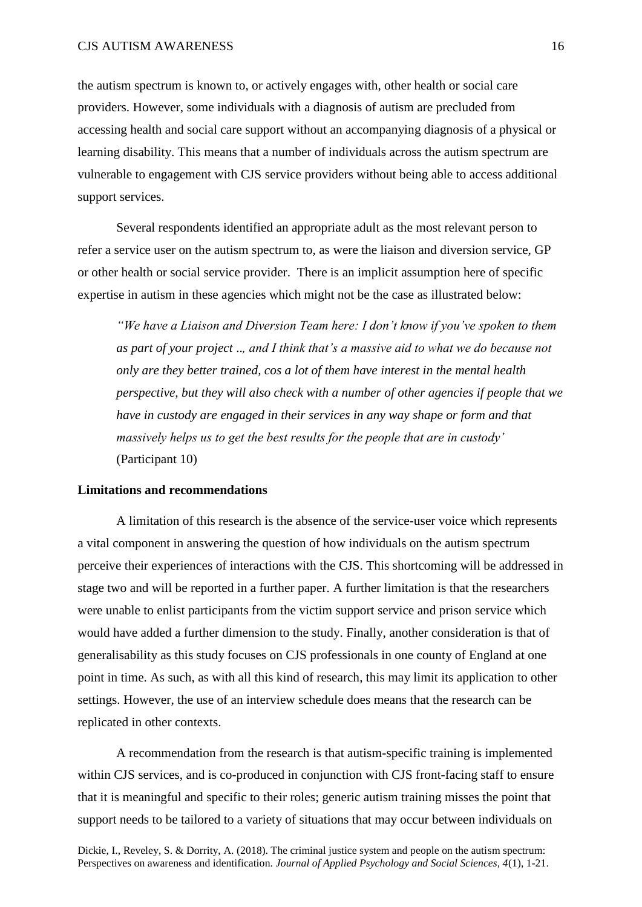the autism spectrum is known to, or actively engages with, other health or social care providers. However, some individuals with a diagnosis of autism are precluded from accessing health and social care support without an accompanying diagnosis of a physical or learning disability. This means that a number of individuals across the autism spectrum are vulnerable to engagement with CJS service providers without being able to access additional support services.

Several respondents identified an appropriate adult as the most relevant person to refer a service user on the autism spectrum to, as were the liaison and diversion service, GP or other health or social service provider. There is an implicit assumption here of specific expertise in autism in these agencies which might not be the case as illustrated below:

> *"We have a Liaison and Diversion Team here: I don't know if you've spoken to them as part of your project .., and I think that's a massive aid to what we do because not only are they better trained, cos a lot of them have interest in the mental health perspective, but they will also check with a number of other agencies if people that we have in custody are engaged in their services in any way shape or form and that massively helps us to get the best results for the people that are in custody'* (Participant 10)

**Limitations and recommendations**

A limitation of this research is the absence of the service-user voice which represents a vital component in answering the question of how individuals on the autism spectrum perceive their experiences of interactions with the CJS. This shortcoming will be addressed in stage two and will be reported in a further paper. A further limitation is that the researchers were unable to enlist participants from the victim support service and prison service which would have added a further dimension to the study. Finally, another consideration is that of generalisability as this study focuses on CJS professionals in one county of England at one point in time. As such, as with all this kind of research, this may limit its application to other settings. However, the use of an interview schedule does means that the research can be replicated in other contexts.

A recommendation from the research is that autism-specific training is implemented within CJS services, and is co-produced in conjunction with CJS front-facing staff to ensure that it is meaningful and specific to their roles; generic autism training misses the point that support needs to be tailored to a variety of situations that may occur between individuals on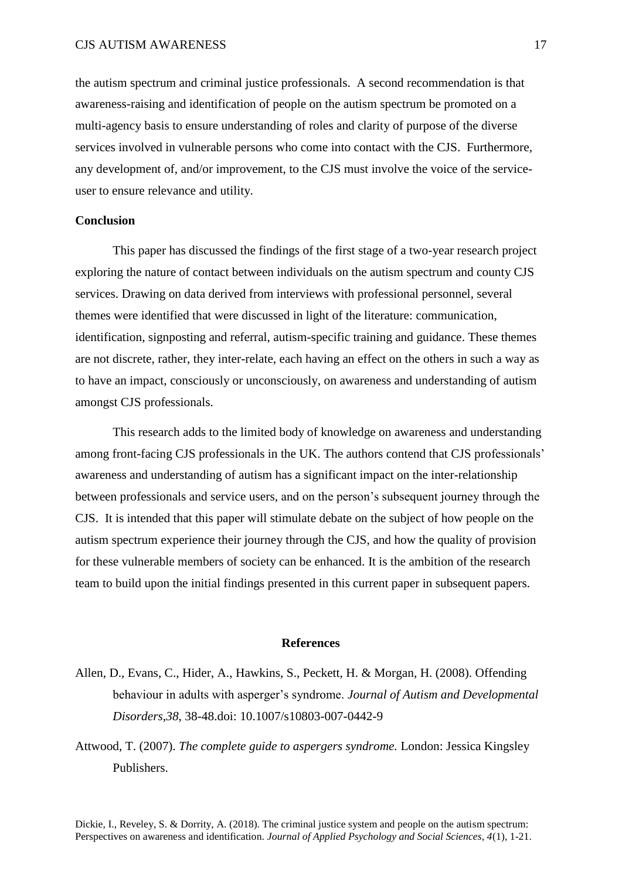the autism spectrum and criminal justice professionals. A second recommendation is that awareness-raising and identification of people on the autism spectrum be promoted on a multi-agency basis to ensure understanding of roles and clarity of purpose of the diverse services involved in vulnerable persons who come into contact with the CJS. Furthermore, any development of, and/or improvement, to the CJS must involve the voice of the service-user to ensure relevance and utility.

## Conclusion

This paper has discussed the findings of the first stage of a two-year research project exploring the nature of contact between individuals on the autism spectrum and county CJS services. Drawing on data derived from interviews with professional personnel, several themes were identified that were discussed in light of the literature: communication, identification, signposting and referral, autism-specific training and guidance. These themes are not discrete, rather, they inter-relate, each having an effect on the others in such a way as to have an impact, consciously or unconsciously, on awareness and understanding of autism amongst CJS professionals.

This research adds to the limited body of knowledge on awareness and understanding among front-facing CJS professionals in the UK. The authors contend that CJS professionals' awareness and understanding of autism has a significant impact on the inter-relationship between professionals and service users, and on the person's subsequent journey through the CJS. It is intended that this paper will stimulate debate on the subject of how people on the autism spectrum experience their journey through the CJS, and how the quality of provision for these vulnerable members of society can be enhanced. It is the ambition of the research team to build upon the initial findings presented in this current paper in subsequent papers.

## References

Allen, D., Evans, C., Hider, A., Hawkins, S., Peckett, H. & Morgan, H. (2008). Offending behaviour in adults with asperger's syndrome. *Journal of Autism and Developmental Disorders,38*, 38-48.doi: 10.1007/s10803-007-0442-9

Attwood, T. (2007). *The complete guide to aspergers syndrome.* London: Jessica Kingsley Publishers.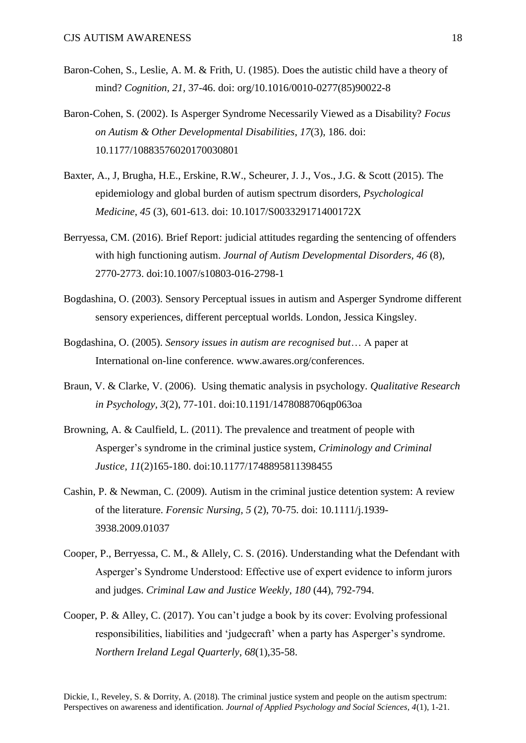Baron-Cohen, S., Leslie, A. M. & Frith, U. (1985). Does the autistic child have a theory of mind? *Cognition, 21,* 37-46. doi: org/10.1016/0010-0277(85)90022-8

Baron-Cohen, S. (2002). Is Asperger Syndrome Necessarily Viewed as a Disability? *Focus on Autism & Other Developmental Disabilities*, *17*(3), 186. doi: 10.1177/10883576020170030801

Baxter, A., J, Brugha, H.E., Erskine, R.W., Scheurer, J. J., Vos., J.G. & Scott (2015). The epidemiology and global burden of autism spectrum disorders, *Psychological Medicine*, *45* (3), 601-613. doi: 10.1017/S003329171400172X

Berryessa, CM. (2016). Brief Report: judicial attitudes regarding the sentencing of offenders with high functioning autism. *Journal of Autism Developmental Disorders, 46* (8), 2770-2773. doi:10.1007/s10803-016-2798-1

Bogdashina, O. (2003). Sensory Perceptual issues in autism and Asperger Syndrome different sensory experiences, different perceptual worlds. London, Jessica Kingsley.

Bogdashina, O. (2005). *Sensory issues in autism are recognised but*… A paper at International on-line conference. www.awares.org/conferences.

Braun, V. & Clarke, V. (2006). Using thematic analysis in psychology. *Qualitative Research in Psychology, 3*(2), 77-101. doi:10.1191/1478088706qp063oa

Browning, A. & Caulfield, L. (2011). The prevalence and treatment of people with Asperger's syndrome in the criminal justice system, *Criminology and Criminal Justice*, *11*(2)165-180. doi:10.1177/1748895811398455

Cashin, P. & Newman, C. (2009). Autism in the criminal justice detention system: A review of the literature. *Forensic Nursing, 5* (2), 70-75. doi: 10.1111/j.1939-3938.2009.01037

Cooper, P., Berryessa, C. M., & Allely, C. S. (2016). Understanding what the Defendant with Asperger's Syndrome Understood: Effective use of expert evidence to inform jurors and judges. *Criminal Law and Justice Weekly, 180* (44), 792-794.

Cooper, P. & Alley, C. (2017). You can't judge a book by its cover: Evolving professional responsibilities, liabilities and 'judgecraft' when a party has Asperger's syndrome. *Northern Ireland Legal Quarterly*, *68*(1),35-58.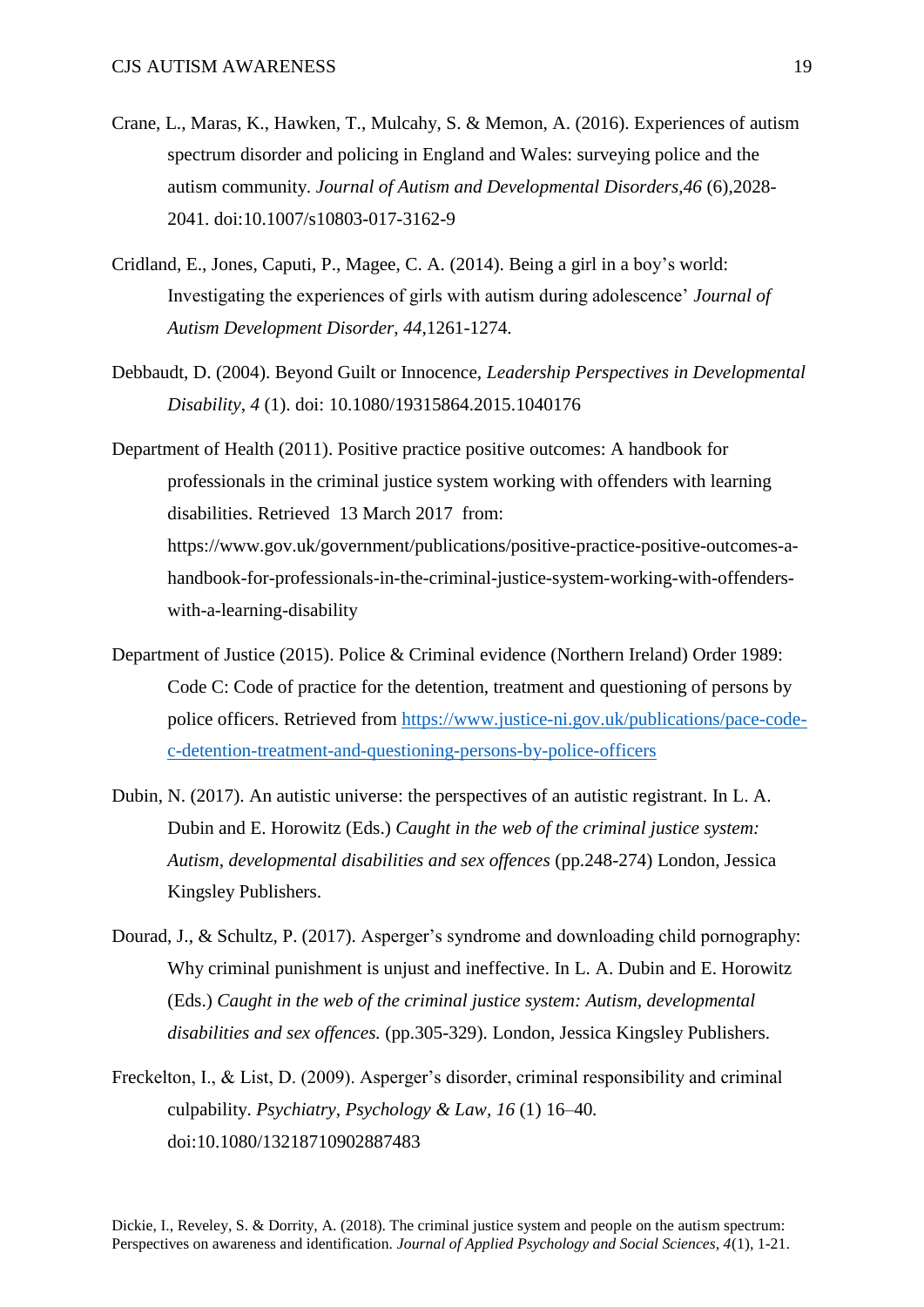Crane, L., Maras, K., Hawken, T., Mulcahy, S. & Memon, A. (2016). Experiences of autism spectrum disorder and policing in England and Wales: surveying police and the autism community. *Journal of Autism and Developmental Disorders,46* (6),2028-2041. doi:10.1007/s10803-017-3162-9

Cridland, E., Jones, Caputi, P., Magee, C. A. (2014). Being a girl in a boy's world: Investigating the experiences of girls with autism during adolescence' *Journal of Autism Development Disorder, 44*,1261-1274.

Debbaudt, D. (2004). Beyond Guilt or Innocence, *Leadership Perspectives in Developmental Disability, 4* (1). doi: 10.1080/19315864.2015.1040176

Department of Health (2011). Positive practice positive outcomes: A handbook for professionals in the criminal justice system working with offenders with learning disabilities. Retrieved 13 March 2017 from: https://www.gov.uk/government/publications/positive-practice-positive-outcomes-a-handbook-for-professionals-in-the-criminal-justice-system-working-with-offenders-with-a-learning-disability

Department of Justice (2015). Police & Criminal evidence (Northern Ireland) Order 1989: Code C: Code of practice for the detention, treatment and questioning of persons by police officers. Retrieved from https://www.justice-ni.gov.uk/publications/pace-code-c-detention-treatment-and-questioning-persons-by-police-officers

Dubin, N. (2017). An autistic universe: the perspectives of an autistic registrant. In L. A. Dubin and E. Horowitz (Eds.) *Caught in the web of the criminal justice system: Autism, developmental disabilities and sex offences* (pp.248-274) London, Jessica Kingsley Publishers.

Dourad, J., & Schultz, P. (2017). Asperger's syndrome and downloading child pornography: Why criminal punishment is unjust and ineffective. In L. A. Dubin and E. Horowitz (Eds.) *Caught in the web of the criminal justice system: Autism, developmental disabilities and sex offences.* (pp.305-329). London, Jessica Kingsley Publishers.

Freckelton, I., & List, D. (2009). Asperger's disorder, criminal responsibility and criminal culpability. *Psychiatry, Psychology & Law, 16* (1) 16–40. doi:10.1080/13218710902887483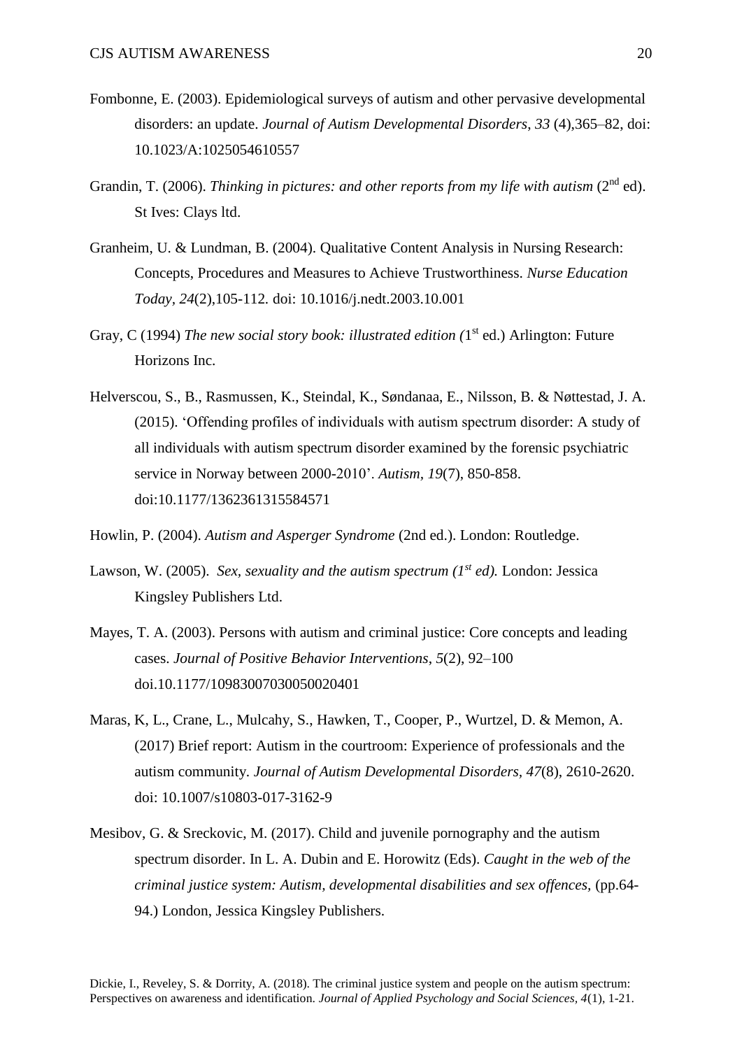Fombonne, E. (2003). Epidemiological surveys of autism and other pervasive developmental disorders: an update. *Journal of Autism Developmental Disorders, 33* (4),365–82, doi: 10.1023/A:1025054610557

Grandin, T. (2006). *Thinking in pictures: and other reports from my life with autism* (2nd ed). St Ives: Clays ltd.

Granheim, U. & Lundman, B. (2004). Qualitative Content Analysis in Nursing Research: Concepts, Procedures and Measures to Achieve Trustworthiness. *Nurse Education Today, 24*(2),105-112. doi: 10.1016/j.nedt.2003.10.001

Gray, C (1994) *The new social story book: illustrated edition (*1st ed.) Arlington: Future Horizons Inc.

Helverscou, S., B., Rasmussen, K., Steindal, K., Søndanaa, E., Nilsson, B. & Nøttestad, J. A. (2015). 'Offending profiles of individuals with autism spectrum disorder: A study of all individuals with autism spectrum disorder examined by the forensic psychiatric service in Norway between 2000-2010'. *Autism, 19*(7), 850-858. doi:10.1177/1362361315584571

Howlin, P. (2004). *Autism and Asperger Syndrome* (2nd ed.). London: Routledge.

Lawson, W. (2005). *Sex, sexuality and the autism spectrum (1st ed).* London: Jessica Kingsley Publishers Ltd.

Mayes, T. A. (2003). Persons with autism and criminal justice: Core concepts and leading cases. *Journal of Positive Behavior Interventions*, *5*(2), 92–100 doi.10.1177/10983007030050020401

Maras, K, L., Crane, L., Mulcahy, S., Hawken, T., Cooper, P., Wurtzel, D. & Memon, A. (2017) Brief report: Autism in the courtroom: Experience of professionals and the autism community. *Journal of Autism Developmental Disorders, 47*(8), 2610-2620. doi: 10.1007/s10803-017-3162-9

Mesibov, G. & Sreckovic, M. (2017). Child and juvenile pornography and the autism spectrum disorder. In L. A. Dubin and E. Horowitz (Eds). *Caught in the web of the criminal justice system: Autism, developmental disabilities and sex offences*, (pp.64-94.) London, Jessica Kingsley Publishers.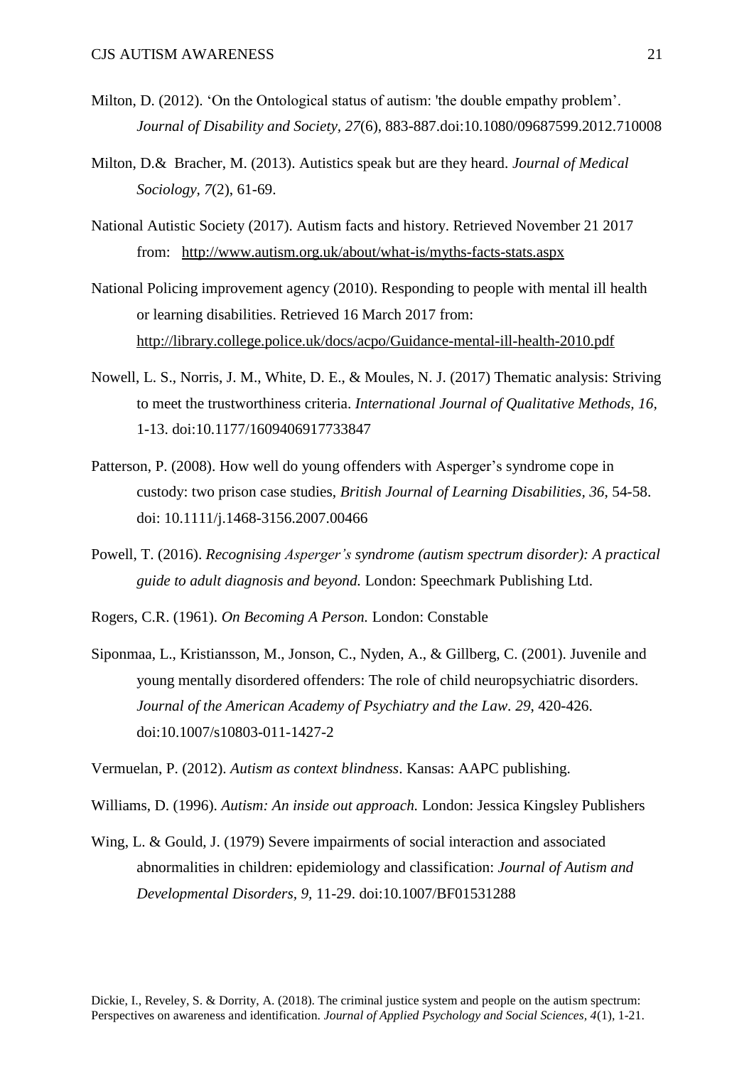Milton, D. (2012). 'On the Ontological status of autism: 'the double empathy problem'. *Journal of Disability and Society*, *27*(6), 883-887.doi:10.1080/09687599.2012.710008

Milton, D.& Bracher, M. (2013). Autistics speak but are they heard. *Journal of Medical Sociology, 7*(2), 61-69.

National Autistic Society (2017). Autism facts and history. Retrieved November 21 2017 from: http://www.autism.org.uk/about/what-is/myths-facts-stats.aspx

National Policing improvement agency (2010). Responding to people with mental ill health or learning disabilities. Retrieved 16 March 2017 from: http://library.college.police.uk/docs/acpo/Guidance-mental-ill-health-2010.pdf

Nowell, L. S., Norris, J. M., White, D. E., & Moules, N. J. (2017) Thematic analysis: Striving to meet the trustworthiness criteria. *International Journal of Qualitative Methods, 16*, 1-13. doi:10.1177/1609406917733847

Patterson, P. (2008). How well do young offenders with Asperger's syndrome cope in custody: two prison case studies, *British Journal of Learning Disabilities*, *36*, 54-58. doi: 10.1111/j.1468-3156.2007.00466

Powell, T. (2016). *Recognising Asperger's syndrome (autism spectrum disorder): A practical guide to adult diagnosis and beyond.* London: Speechmark Publishing Ltd.

Rogers, C.R. (1961). *On Becoming A Person.* London: Constable

Siponmaa, L., Kristiansson, M., Jonson, C., Nyden, A., & Gillberg, C. (2001). Juvenile and young mentally disordered offenders: The role of child neuropsychiatric disorders. *Journal of the American Academy of Psychiatry and the Law*. *29*, 420-426. doi:10.1007/s10803-011-1427-2

Vermuelan, P. (2012). *Autism as context blindness*. Kansas: AAPC publishing.

Williams, D. (1996). *Autism: An inside out approach.* London: Jessica Kingsley Publishers

Wing, L. & Gould, J. (1979) Severe impairments of social interaction and associated abnormalities in children: epidemiology and classification: *Journal of Autism and Developmental Disorders, 9*, 11-29. doi:10.1007/BF01531288